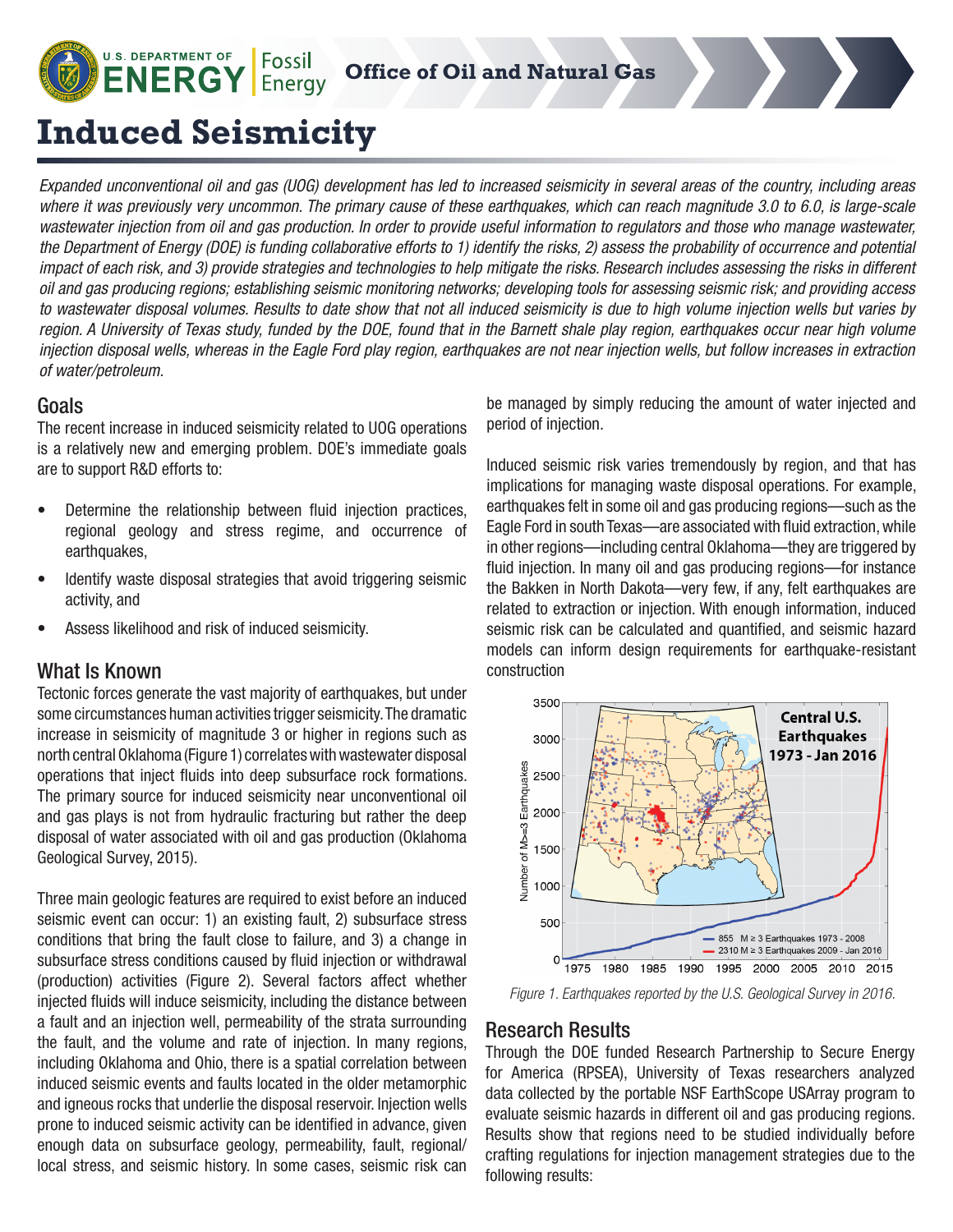# Induced Seismicity

*Expanded unconventional oil and gas (UOG) development has led to increased seismicity in several areas of the country, including areas where it was previously very uncommon. The primary cause of these earthquakes, which can reach magnitude 3.0 to 6.0, is large-scale wastewater injection from oil and gas production. In order to provide useful information to regulators and those who manage wastewater, the Department of Energy (DOE) is funding collaborative efforts to 1) identify the risks, 2) assess the probability of occurrence and potential impact of each risk, and 3) provide strategies and technologies to help mitigate the risks. Research includes assessing the risks in different oil and gas producing regions; establishing seismic monitoring networks; developing tools for assessing seismic risk; and providing access to wastewater disposal volumes. Results to date show that not all induced seismicity is due to high volume injection wells but varies by region. A University of Texas study, funded by the DOE, found that in the Barnett shale play region, earthquakes occur near high volume injection disposal wells, whereas in the Eagle Ford play region, earthquakes are not near injection wells, but follow increases in extraction of water/petroleum.*

## Goals

The recent increase in induced seismicity related to UOG operations is a relatively new and emerging problem. DOE's immediate goals are to support R&D efforts to:

- Determine the relationship between fluid injection practices, regional geology and stress regime, and occurrence of earthquakes,
- Identify waste disposal strategies that avoid triggering seismic activity, and
- Assess likelihood and risk of induced seismicity.

## What Is Known

Tectonic forces generate the vast majority of earthquakes, but under some circumstances human activities trigger seismicity. The dramatic increase in seismicity of magnitude 3 or higher in regions such as north central Oklahoma (Figure 1) correlates with wastewater disposal operations that inject fluids into deep subsurface rock formations. The primary source for induced seismicity near unconventional oil and gas plays is not from hydraulic fracturing but rather the deep disposal of water associated with oil and gas production (Oklahoma Geological Survey, 2015).

Three main geologic features are required to exist before an induced seismic event can occur: 1) an existing fault, 2) subsurface stress conditions that bring the fault close to failure, and 3) a change in subsurface stress conditions caused by fluid injection or withdrawal (production) activities (Figure 2). Several factors affect whether injected fluids will induce seismicity, including the distance between a fault and an injection well, permeability of the strata surrounding the fault, and the volume and rate of injection. In many regions, including Oklahoma and Ohio, there is a spatial correlation between induced seismic events and faults located in the older metamorphic and igneous rocks that underlie the disposal reservoir. Injection wells prone to induced seismic activity can be identified in advance, given enough data on subsurface geology, permeability, fault, regional/local stress, and seismic history. In some cases, seismic risk can be managed by simply reducing the amount of water injected and period of injection.

Induced seismic risk varies tremendously by region, and that has implications for managing waste disposal operations. For example, earthquakes felt in some oil and gas producing regions—such as the Eagle Ford in south Texas—are associated with fluid extraction, while in other regions—including central Oklahoma—they are triggered by fluid injection. In many oil and gas producing regions—for instance the Bakken in North Dakota—very few, if any, felt earthquakes are related to extraction or injection. With enough information, induced seismic risk can be calculated and quantified, and seismic hazard models can inform design requirements for earthquake-resistant construction

*Figure 1. Earthquakes reported by the U.S. Geological Survey in 2016.*

## Research Results

Through the DOE funded Research Partnership to Secure Energy for America (RPSEA), University of Texas researchers analyzed data collected by the portable NSF EarthScope USArray program to evaluate seismic hazards in different oil and gas producing regions. Results show that regions need to be studied individually before crafting regulations for injection management strategies due to the following results: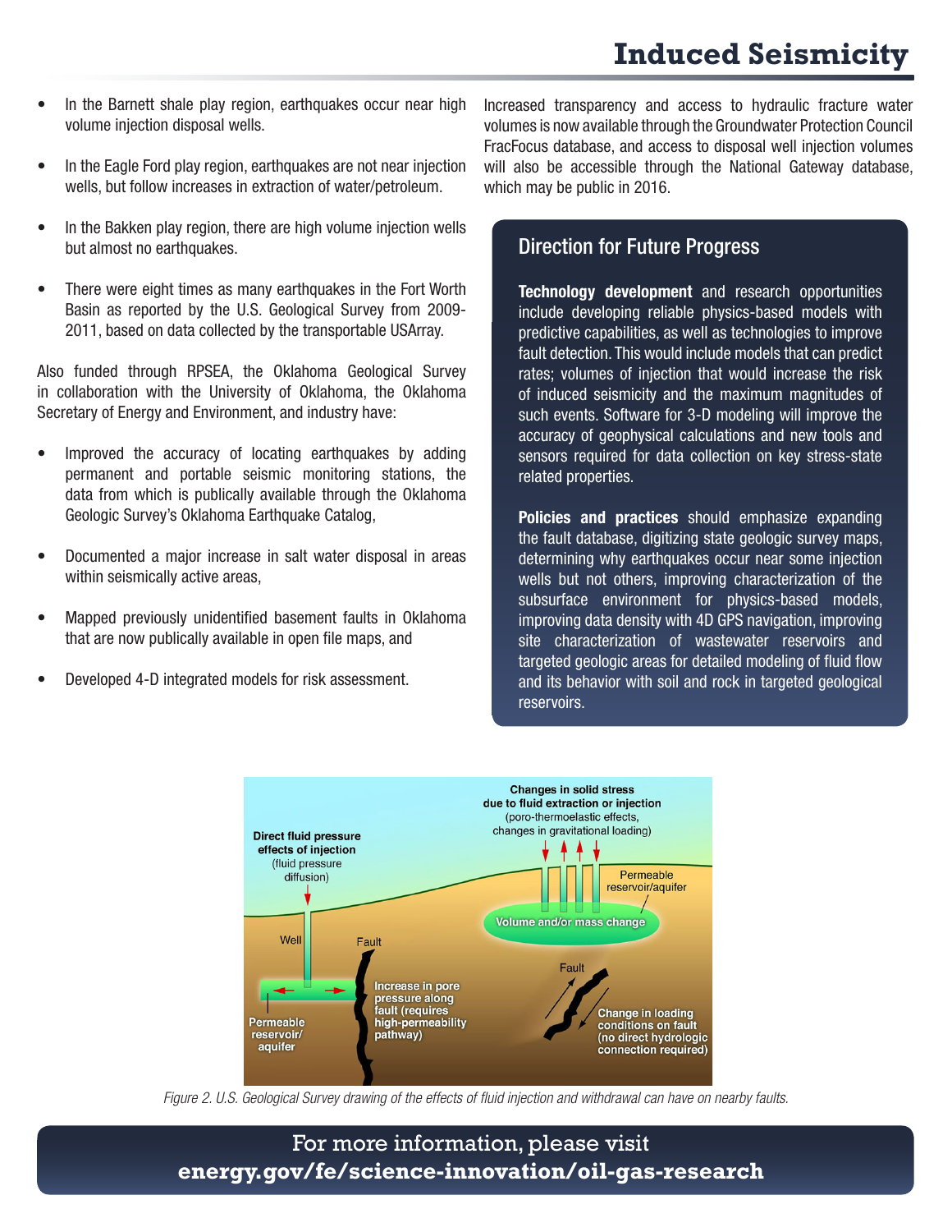- In the Barnett shale play region, earthquakes occur near high volume injection disposal wells.
- In the Eagle Ford play region, earthquakes are not near injection wells, but follow increases in extraction of water/petroleum.
- In the Bakken play region, there are high volume injection wells but almost no earthquakes.
- There were eight times as many earthquakes in the Fort Worth Basin as reported by the U.S. Geological Survey from 2009-2011, based on data collected by the transportable USArray.

Also funded through RPSEA, the Oklahoma Geological Survey in collaboration with the University of Oklahoma, the Oklahoma Secretary of Energy and Environment, and industry have:

- Improved the accuracy of locating earthquakes by adding permanent and portable seismic monitoring stations, the data from which is publically available through the Oklahoma Geologic Survey's Oklahoma Earthquake Catalog,
- Documented a major increase in salt water disposal in areas within seismically active areas,
- Mapped previously unidentified basement faults in Oklahoma that are now publically available in open file maps, and
- Developed 4-D integrated models for risk assessment.

Increased transparency and access to hydraulic fracture water volumes is now available through the Groundwater Protection Council FracFocus database, and access to disposal well injection volumes will also be accessible through the National Gateway database, which may be public in 2016.

## Direction for Future Progress

**Technology development** and research opportunities include developing reliable physics-based models with predictive capabilities, as well as technologies to improve fault detection. This would include models that can predict rates; volumes of injection that would increase the risk of induced seismicity and the maximum magnitudes of such events. Software for 3-D modeling will improve the accuracy of geophysical calculations and new tools and sensors required for data collection on key stress-state related properties.

**Policies and practices** should emphasize expanding the fault database, digitizing state geologic survey maps, determining why earthquakes occur near some injection wells but not others, improving characterization of the subsurface environment for physics-based models, improving data density with 4D GPS navigation, improving site characterization of wastewater reservoirs and targeted geologic areas for detailed modeling of fluid flow and its behavior with soil and rock in targeted geological reservoirs.

Changes in solid stress due to fluid extraction or injection (poro-thermoelastic effects, changes in gravitational loading)

Direct fluid pressure effects of injection (fluid pressure diffusion)

Permeable reservoir/aquifer

Volume and/or mass change

Well

Fault

Increase in pore pressure along fault (requires high-permeability pathway)

Permeable reservoir/aquifer

Fault

Change in loading conditions on fault (no direct hydrologic connection required)

*Figure 2. U.S. Geological Survey drawing of the effects of fluid injection and withdrawal can have on nearby faults.*

For more information, please visit
**energy.gov/fe/science-innovation/oil-gas-research**